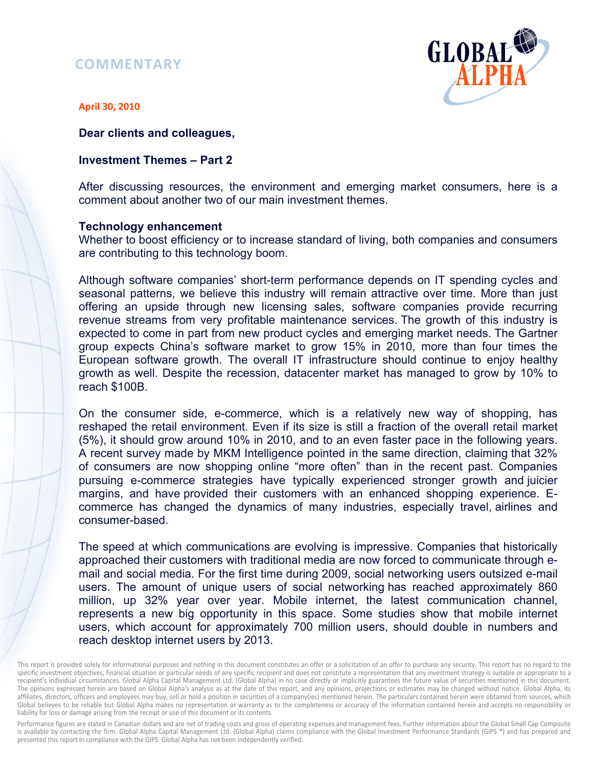COMMENTARY

**April 30, 2010**

**Dear clients and colleagues,**

**Investment Themes – Part 2**

After discussing resources, the environment and emerging market consumers, here is a comment about another two of our main investment themes.

**Technology enhancement**

Whether to boost efficiency or to increase standard of living, both companies and consumers are contributing to this technology boom.

Although software companies' short-term performance depends on IT spending cycles and seasonal patterns, we believe this industry will remain attractive over time. More than just offering an upside through new licensing sales, software companies provide recurring revenue streams from very profitable maintenance services. The growth of this industry is expected to come in part from new product cycles and emerging market needs. The Gartner group expects China's software market to grow 15% in 2010, more than four times the European software growth. The overall IT infrastructure should continue to enjoy healthy growth as well. Despite the recession, datacenter market has managed to grow by 10% to reach $100B.

On the consumer side, e-commerce, which is a relatively new way of shopping, has reshaped the retail environment. Even if its size is still a fraction of the overall retail market (5%), it should grow around 10% in 2010, and to an even faster pace in the following years. A recent survey made by MKM Intelligence pointed in the same direction, claiming that 32% of consumers are now shopping online "more often" than in the recent past. Companies pursuing e-commerce strategies have typically experienced stronger growth and juicier margins, and have provided their customers with an enhanced shopping experience. E-commerce has changed the dynamics of many industries, especially travel, airlines and consumer-based.

The speed at which communications are evolving is impressive. Companies that historically approached their customers with traditional media are now forced to communicate through e-mail and social media. For the first time during 2009, social networking users outsized e-mail users. The amount of unique users of social networking has reached approximately 860 million, up 32% year over year. Mobile internet, the latest communication channel, represents a new big opportunity in this space. Some studies show that mobile internet users, which account for approximately 700 million users, should double in numbers and reach desktop internet users by 2013.

This report is provided solely for informational purposes and nothing in this document constitutes an offer or a solicitation of an offer to purchase any security. This report has no regard to the specific investment objectives, financial situation or particular needs of any specific recipient and does not constitute a representation that any investment strategy is suitable or appropriate to a recipient's individual circumstances. Global Alpha Capital Management Ltd. (Global Alpha) in no case directly or implicitly guarantees the future value of securities mentioned in this document. The opinions expressed herein are based on Global Alpha's analysis as at the date of this report, and any opinions, projections or estimates may be changed without notice. Global Alpha, its affiliates, directors, officers and employees may buy, sell or hold a position in securities of a company(ies) mentioned herein. The particulars contained herein were obtained from sources, which Global believes to be reliable but Global Alpha makes no representation or warranty as to the completeness or accuracy of the information contained herein and accepts no responsibility or liability for loss or damage arising from the receipt or use of this document or its contents.

Performance figures are stated in Canadian dollars and are net of trading costs and gross of operating expenses and management fees. Further information about the Global Small Cap Composite is available by contacting the firm. Global Alpha Capital Management Ltd. (Global Alpha) claims compliance with the Global Investment Performance Standards (GIPS ®) and has prepared and presented this report in compliance with the GIPS. Global Alpha has not been independently verified.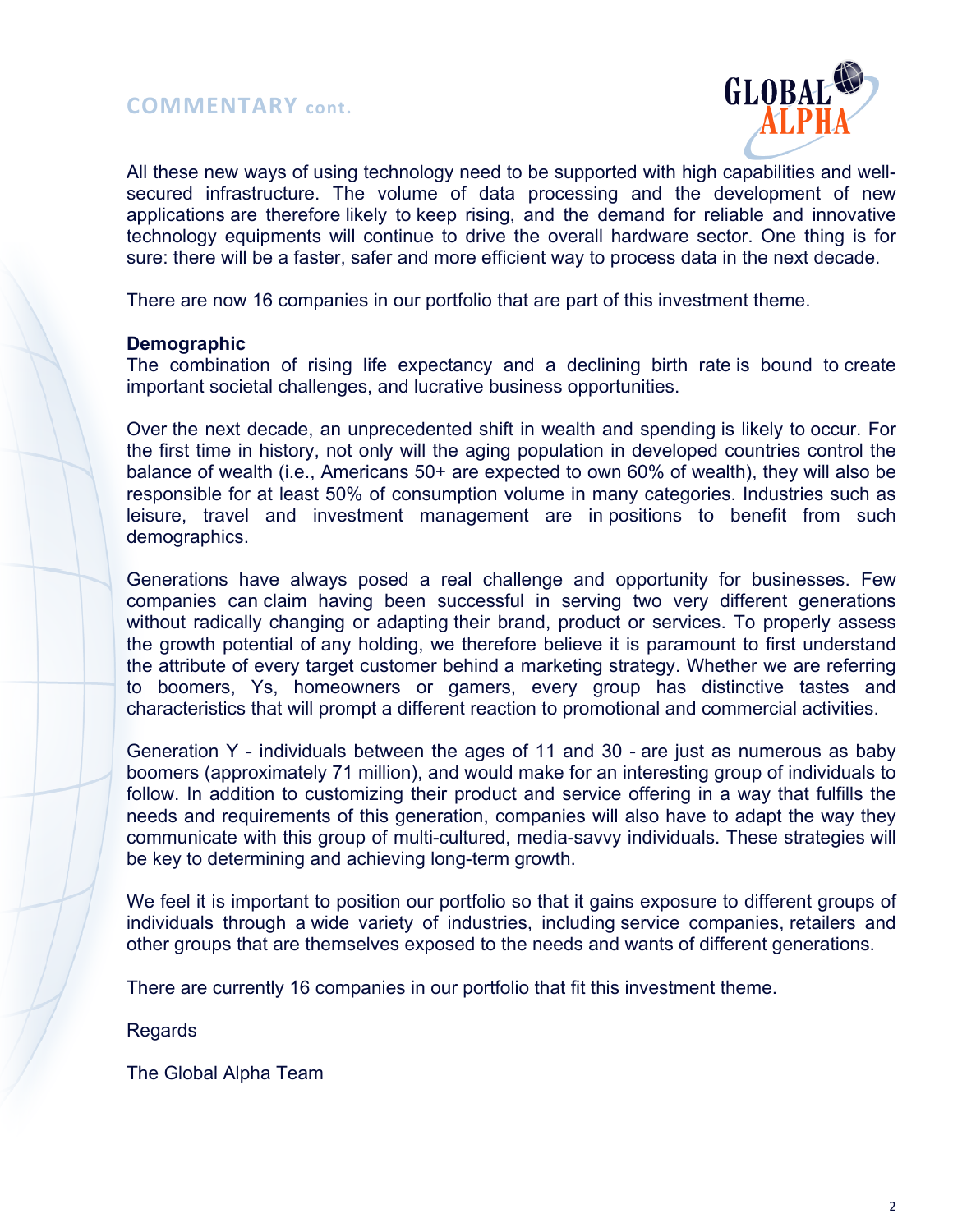## COMMENTARY cont.

All these new ways of using technology need to be supported with high capabilities and well-secured infrastructure. The volume of data processing and the development of new applications are therefore likely to keep rising, and the demand for reliable and innovative technology equipments will continue to drive the overall hardware sector. One thing is for sure: there will be a faster, safer and more efficient way to process data in the next decade.

There are now 16 companies in our portfolio that are part of this investment theme.

**Demographic**

The combination of rising life expectancy and a declining birth rate is bound to create important societal challenges, and lucrative business opportunities.

Over the next decade, an unprecedented shift in wealth and spending is likely to occur. For the first time in history, not only will the aging population in developed countries control the balance of wealth (i.e., Americans 50+ are expected to own 60% of wealth), they will also be responsible for at least 50% of consumption volume in many categories. Industries such as leisure, travel and investment management are in positions to benefit from such demographics.

Generations have always posed a real challenge and opportunity for businesses. Few companies can claim having been successful in serving two very different generations without radically changing or adapting their brand, product or services. To properly assess the growth potential of any holding, we therefore believe it is paramount to first understand the attribute of every target customer behind a marketing strategy. Whether we are referring to boomers, Ys, homeowners or gamers, every group has distinctive tastes and characteristics that will prompt a different reaction to promotional and commercial activities.

Generation Y - individuals between the ages of 11 and 30 - are just as numerous as baby boomers (approximately 71 million), and would make for an interesting group of individuals to follow. In addition to customizing their product and service offering in a way that fulfills the needs and requirements of this generation, companies will also have to adapt the way they communicate with this group of multi-cultured, media-savvy individuals. These strategies will be key to determining and achieving long-term growth.

We feel it is important to position our portfolio so that it gains exposure to different groups of individuals through a wide variety of industries, including service companies, retailers and other groups that are themselves exposed to the needs and wants of different generations.

There are currently 16 companies in our portfolio that fit this investment theme.

Regards

The Global Alpha Team